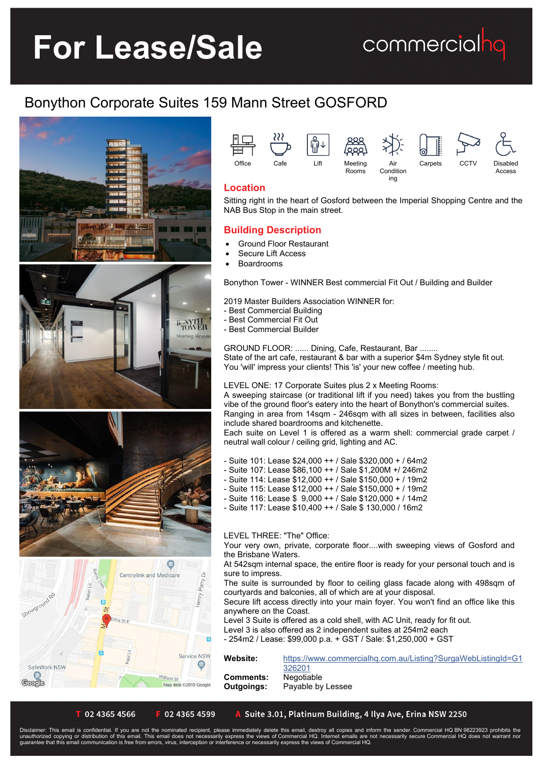# For Lease/Sale

commercialhq

## Bonython Corporate Suites 159 Mann Street GOSFORD

Office | Cafe | Lift | Meeting Rooms | Air Conditioning | Carpets | CCTV | Disabled Access

### Location

Sitting right in the heart of Gosford between the Imperial Shopping Centre and the NAB Bus Stop in the main street.

### Building Description

- Ground Floor Restaurant
- Secure Lift Access
- Boardrooms

Bonython Tower - WINNER Best commercial Fit Out / Building and Builder

2019 Master Builders Association WINNER for:
- Best Commercial Building
- Best Commercial Fit Out
- Best Commercial Builder

GROUND FLOOR: ...... Dining, Cafe, Restaurant, Bar ........
State of the art cafe, restaurant & bar with a superior $4m Sydney style fit out.
You 'will' impress your clients! This 'is' your new coffee / meeting hub.

LEVEL ONE: 17 Corporate Suites plus 2 x Meeting Rooms:
A sweeping staircase (or traditional lift if you need) takes you from the bustling vibe of the ground floor's eatery into the heart of Bonython's commercial suites. Ranging in area from 14sqm - 246sqm with all sizes in between, facilities also include shared boardrooms and kitchenette.
Each suite on Level 1 is offered as a warm shell: commercial grade carpet / neutral wall colour / ceiling grid, lighting and AC.

- Suite 101: Lease $24,000 ++ / Sale $320,000 + / 64m2
- Suite 107: Lease $86,100 ++ / Sale $1,200M +/ 246m2
- Suite 114: Lease $12,000 ++ / Sale $150,000 + / 19m2
- Suite 115: Lease $12,000 ++ / Sale $150,000 + / 19m2
- Suite 116: Lease $ 9,000 ++ / Sale $120,000 + / 14m2
- Suite 117: Lease $10,400 ++ / Sale $ 130,000 / 16m2

LEVEL THREE: "The" Office:
Your very own, private, corporate floor....with sweeping views of Gosford and the Brisbane Waters.
At 542sqm internal space, the entire floor is ready for your personal touch and is sure to impress.
The suite is surrounded by floor to ceiling glass facade along with 498sqm of courtyards and balconies, all of which are at your disposal.
Secure lift access directly into your main foyer. You won't find an office like this anywhere on the Coast.
Level 3 Suite is offered as a cold shell, with AC Unit, ready for fit out.
Level 3 is also offered as 2 independent suites at 254m2 each
- 254m2 / Lease: $99,000 p.a. + GST / Sale: $1,250,000 + GST

**Website:** https://www.commercialhq.com.au/Listing?SurgaWebListingId=G1326201
**Comments:** Negotiable
**Outgoings:** Payable by Lessee

T 02 4365 4566 F 02 4365 4599 A Suite 3.01, Platinum Building, 4 Ilya Ave, Erina NSW 2250

Disclaimer: This email is confidential. If you are not the nominated recipient, please immediately delete this email, destroy all copies and inform the sender. Commercial HQ BN 98223923 prohibits the unauthorized copying or distribution of this email. This email does not necessarily express the views of Commercial HQ. Internet emails are not necessarily secure Commercial HQ does not warrant nor guarantee that this email communication is free from errors, virus, interception or interference or necessarily express the views of Commercial HQ.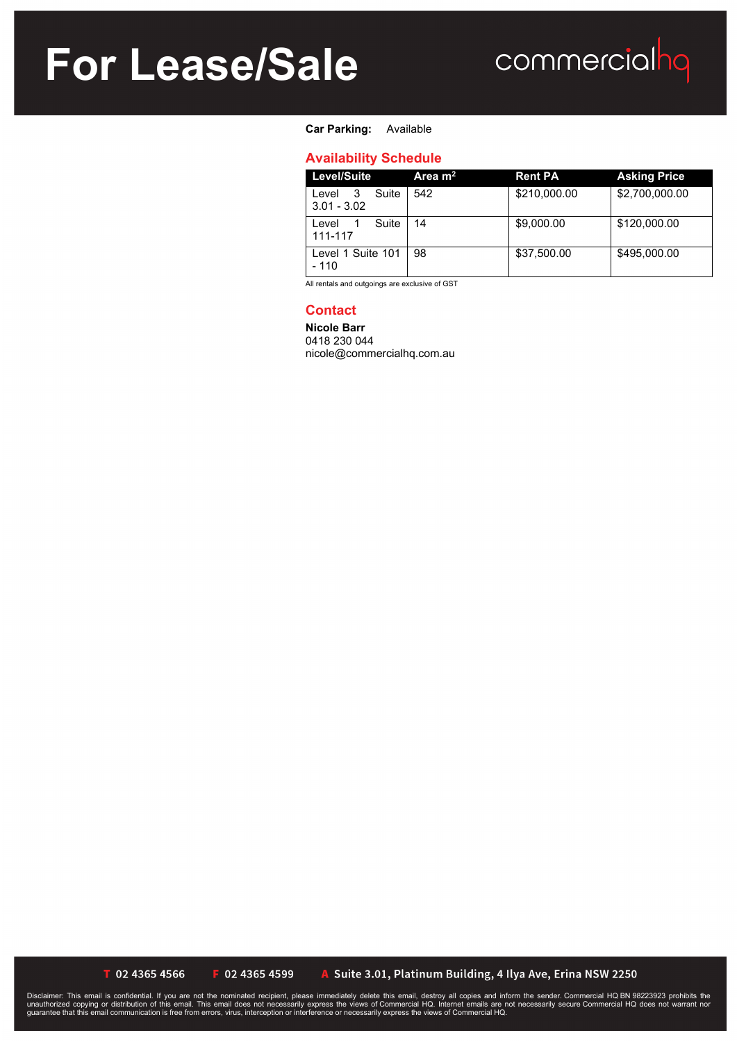# For Lease/Sale

**Car Parking:** Available

## Availability Schedule

| Level/Suite | Area m$^2$ | Rent PA | Asking Price |
|---|---|---|---|
| Level 3 Suite 3.01 - 3.02 | 542 | $210,000.00 | $2,700,000.00 |
| Level 1 Suite 111-117 | 14 | $9,000.00 | $120,000.00 |
| Level 1 Suite 101 - 110 | 98 | $37,500.00 | $495,000.00 |

All rentals and outgoings are exclusive of GST

## Contact

**Nicole Barr**
0418 230 044
nicole@commercialhq.com.au

T 02 4365 4566 F 02 4365 4599 A Suite 3.01, Platinum Building, 4 Ilya Ave, Erina NSW 2250

Disclaimer: This email is confidential. If you are not the nominated recipient, please immediately delete this email, destroy all copies and inform the sender. Commercial HQ BN 98223923 prohibits the unauthorized copying or distribution of this email. This email does not necessarily express the views of Commercial HQ. Internet emails are not necessarily secure Commercial HQ does not warrant nor guarantee that this email communication is free from errors, virus, interception or interference or necessarily express the views of Commercial HQ.